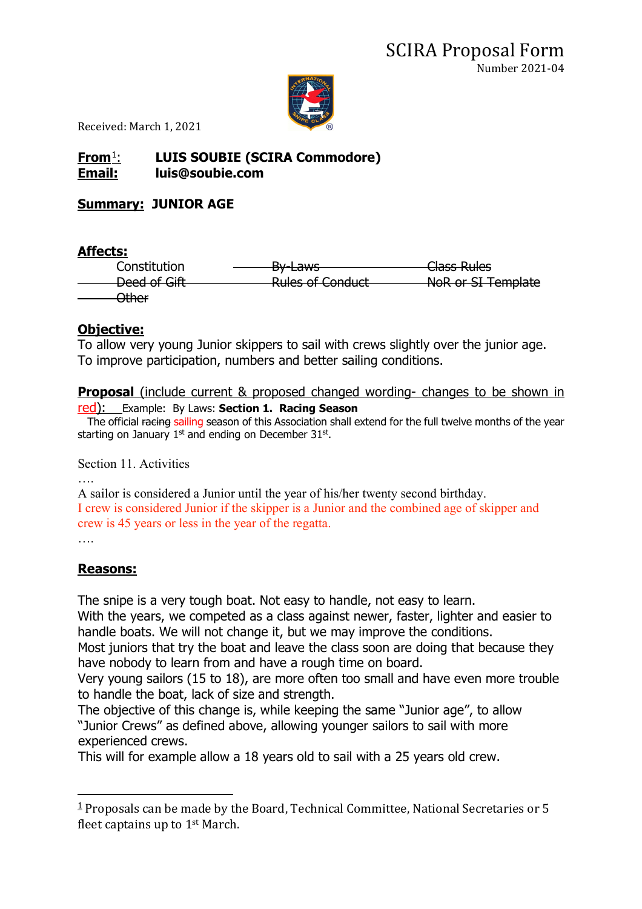# SCIRA Proposal Form

Number 2021-04

Received: March 1, 2021

**From**[1]: **LUIS SOUBIE (SCIRA Commodore)**
**Email:** **luis@soubie.com**

**Summary: JUNIOR AGE**

**Affects:**

Constitution ~~By-Laws~~ ~~Class Rules~~
~~Deed of Gift~~ ~~Rules of Conduct~~ ~~NoR or SI Template~~
~~Other~~

**Objective:**

To allow very young Junior skippers to sail with crews slightly over the junior age. To improve participation, numbers and better sailing conditions.

**Proposal** (include current & proposed changed wording- changes to be shown in red): Example: By Laws: **Section 1. Racing Season**
The official ~~racing~~ sailing season of this Association shall extend for the full twelve months of the year starting on January 1st and ending on December 31st.

Section 11. Activities

….

A sailor is considered a Junior until the year of his/her twenty second birthday.
I crew is considered Junior if the skipper is a Junior and the combined age of skipper and crew is 45 years or less in the year of the regatta.

….

**Reasons:**

The snipe is a very tough boat. Not easy to handle, not easy to learn.
With the years, we competed as a class against newer, faster, lighter and easier to handle boats. We will not change it, but we may improve the conditions.
Most juniors that try the boat and leave the class soon are doing that because they have nobody to learn from and have a rough time on board.
Very young sailors (15 to 18), are more often too small and have even more trouble to handle the boat, lack of size and strength.
The objective of this change is, while keeping the same "Junior age", to allow "Junior Crews" as defined above, allowing younger sailors to sail with more experienced crews.
This will for example allow a 18 years old to sail with a 25 years old crew.

---

[1] Proposals can be made by the Board, Technical Committee, National Secretaries or 5 fleet captains up to 1st March.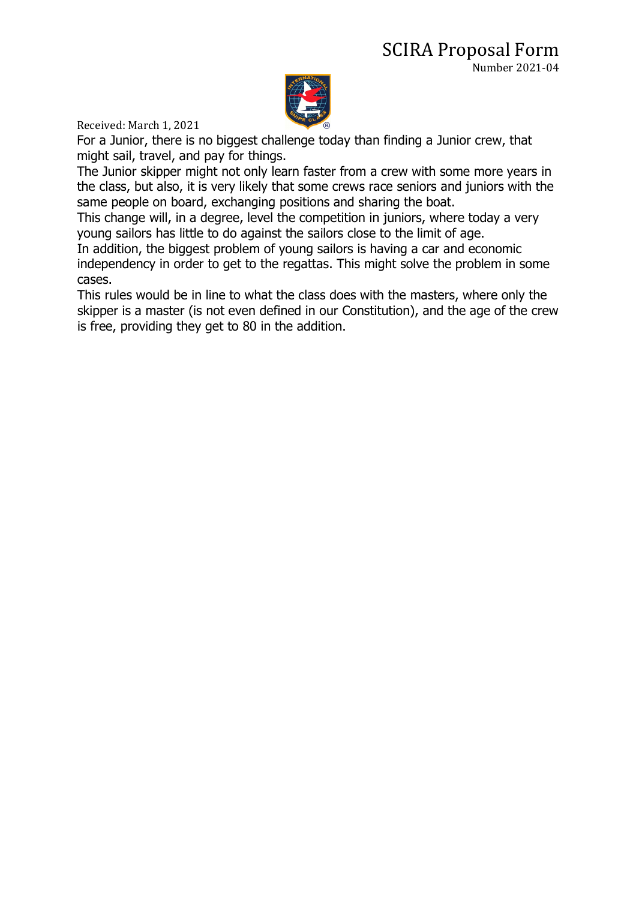# SCIRA Proposal Form

Number 2021-04

Received: March 1, 2021

For a Junior, there is no biggest challenge today than finding a Junior crew, that might sail, travel, and pay for things.

The Junior skipper might not only learn faster from a crew with some more years in the class, but also, it is very likely that some crews race seniors and juniors with the same people on board, exchanging positions and sharing the boat.

This change will, in a degree, level the competition in juniors, where today a very young sailors has little to do against the sailors close to the limit of age.

In addition, the biggest problem of young sailors is having a car and economic independency in order to get to the regattas. This might solve the problem in some cases.

This rules would be in line to what the class does with the masters, where only the skipper is a master (is not even defined in our Constitution), and the age of the crew is free, providing they get to 80 in the addition.